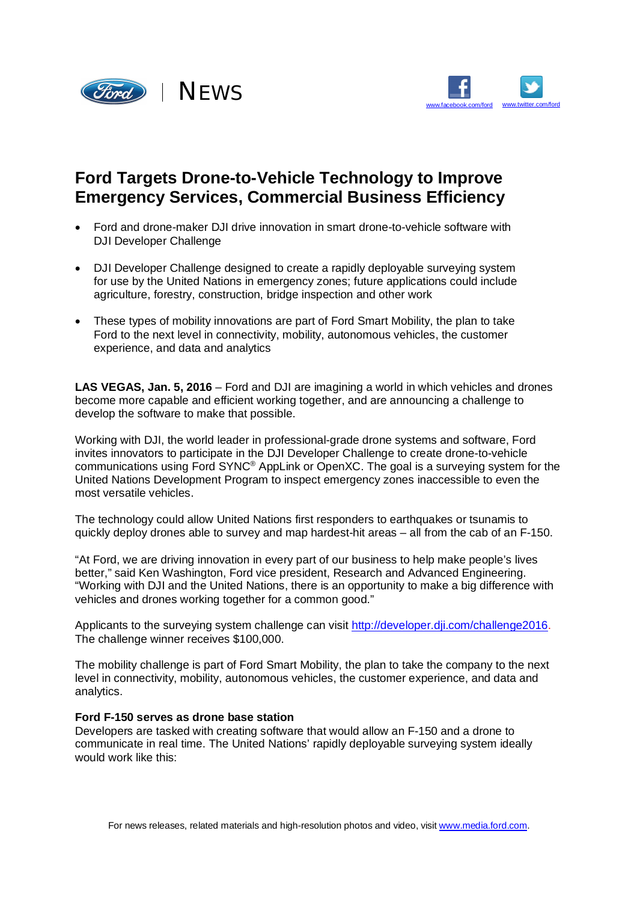# Ford Targets Drone-to-Vehicle Technology to Improve Emergency Services, Commercial Business Efficiency

- Ford and drone-maker DJI drive innovation in smart drone-to-vehicle software with DJI Developer Challenge
- DJI Developer Challenge designed to create a rapidly deployable surveying system for use by the United Nations in emergency zones; future applications could include agriculture, forestry, construction, bridge inspection and other work
- These types of mobility innovations are part of Ford Smart Mobility, the plan to take Ford to the next level in connectivity, mobility, autonomous vehicles, the customer experience, and data and analytics

**LAS VEGAS, Jan. 5, 2016** – Ford and DJI are imagining a world in which vehicles and drones become more capable and efficient working together, and are announcing a challenge to develop the software to make that possible.

Working with DJI, the world leader in professional-grade drone systems and software, Ford invites innovators to participate in the DJI Developer Challenge to create drone-to-vehicle communications using Ford SYNC® AppLink or OpenXC. The goal is a surveying system for the United Nations Development Program to inspect emergency zones inaccessible to even the most versatile vehicles.

The technology could allow United Nations first responders to earthquakes or tsunamis to quickly deploy drones able to survey and map hardest-hit areas – all from the cab of an F-150.

"At Ford, we are driving innovation in every part of our business to help make people's lives better," said Ken Washington, Ford vice president, Research and Advanced Engineering. "Working with DJI and the United Nations, there is an opportunity to make a big difference with vehicles and drones working together for a common good."

Applicants to the surveying system challenge can visit http://developer.dji.com/challenge2016. The challenge winner receives $100,000.

The mobility challenge is part of Ford Smart Mobility, the plan to take the company to the next level in connectivity, mobility, autonomous vehicles, the customer experience, and data and analytics.

**Ford F-150 serves as drone base station**
Developers are tasked with creating software that would allow an F-150 and a drone to communicate in real time. The United Nations' rapidly deployable surveying system ideally would work like this: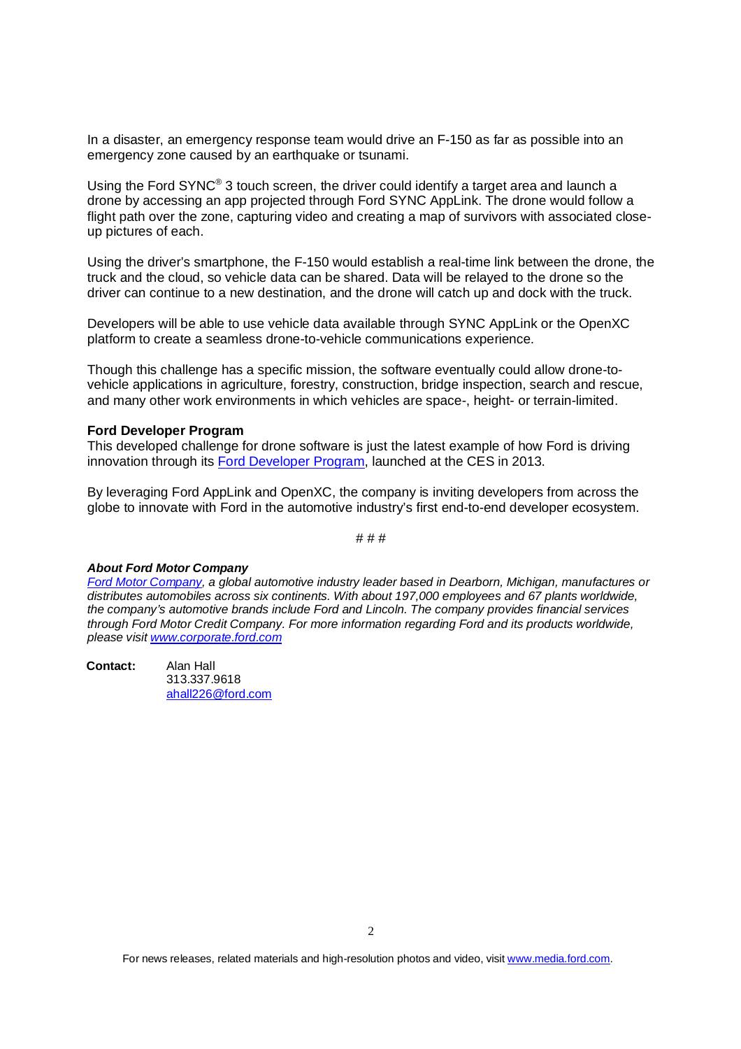In a disaster, an emergency response team would drive an F-150 as far as possible into an emergency zone caused by an earthquake or tsunami.

Using the Ford SYNC® 3 touch screen, the driver could identify a target area and launch a drone by accessing an app projected through Ford SYNC AppLink. The drone would follow a flight path over the zone, capturing video and creating a map of survivors with associated close-up pictures of each.

Using the driver's smartphone, the F-150 would establish a real-time link between the drone, the truck and the cloud, so vehicle data can be shared. Data will be relayed to the drone so the driver can continue to a new destination, and the drone will catch up and dock with the truck.

Developers will be able to use vehicle data available through SYNC AppLink or the OpenXC platform to create a seamless drone-to-vehicle communications experience.

Though this challenge has a specific mission, the software eventually could allow drone-to-vehicle applications in agriculture, forestry, construction, bridge inspection, search and rescue, and many other work environments in which vehicles are space-, height- or terrain-limited.

**Ford Developer Program**

This developed challenge for drone software is just the latest example of how Ford is driving innovation through its Ford Developer Program, launched at the CES in 2013.

By leveraging Ford AppLink and OpenXC, the company is inviting developers from across the globe to innovate with Ford in the automotive industry's first end-to-end developer ecosystem.

# # #

***About Ford Motor Company***

*Ford Motor Company, a global automotive industry leader based in Dearborn, Michigan, manufactures or distributes automobiles across six continents. With about 197,000 employees and 67 plants worldwide, the company's automotive brands include Ford and Lincoln. The company provides financial services through Ford Motor Credit Company. For more information regarding Ford and its products worldwide, please visit www.corporate.ford.com*

**Contact:** Alan Hall
313.337.9618
ahall226@ford.com

For news releases, related materials and high-resolution photos and video, visit www.media.ford.com.